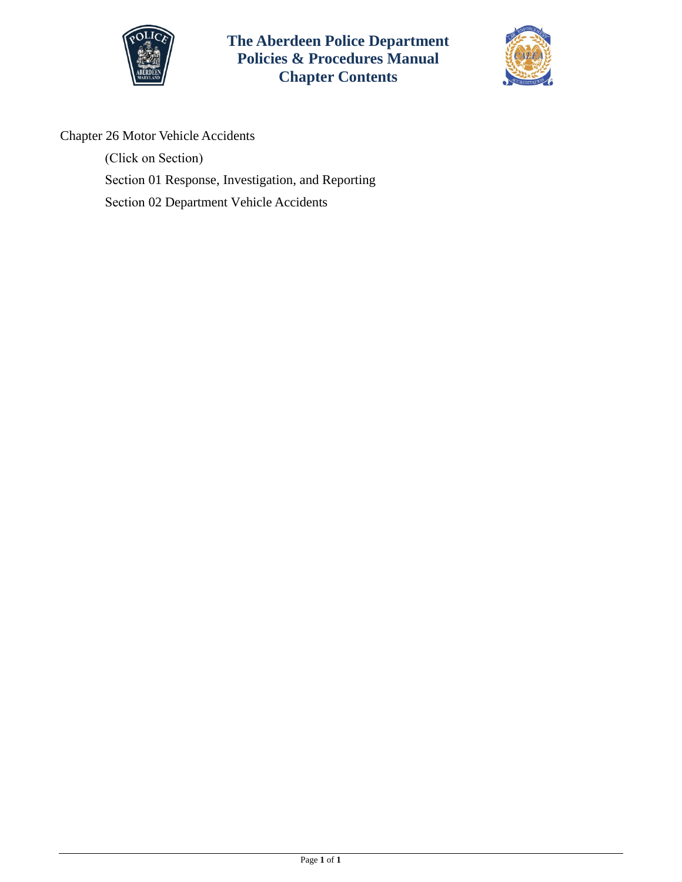# The Aberdeen Police Department
# Policies & Procedures Manual
# Chapter Contents

Chapter 26 Motor Vehicle Accidents

(Click on Section)

Section 01 Response, Investigation, and Reporting

Section 02 Department Vehicle Accidents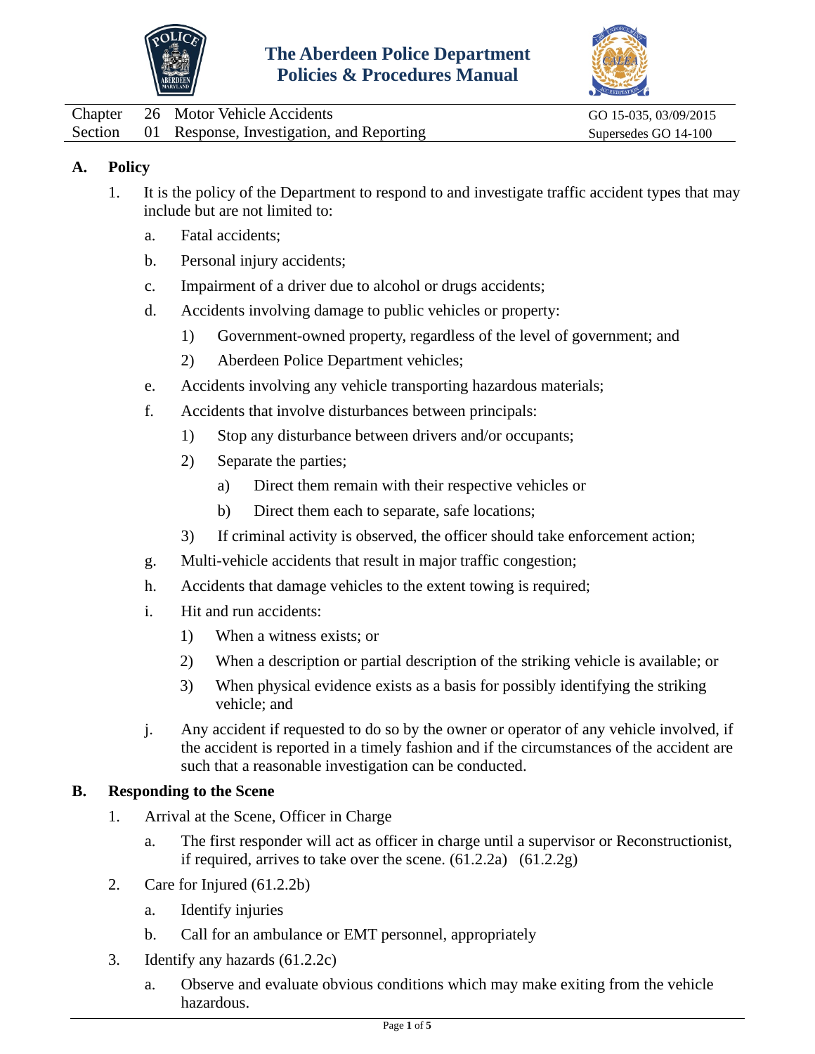# The Aberdeen Police Department Policies & Procedures Manual

| | | | |
|---|---|---|---|
| Chapter | 26 | Motor Vehicle Accidents | GO 15-035, 03/09/2015 |
| Section | 01 | Response, Investigation, and Reporting | Supersedes GO 14-100 |

## A. Policy

1. It is the policy of the Department to respond to and investigate traffic accident types that may include but are not limited to:
   a. Fatal accidents;
   b. Personal injury accidents;
   c. Impairment of a driver due to alcohol or drugs accidents;
   d. Accidents involving damage to public vehicles or property:
      1) Government-owned property, regardless of the level of government; and
      2) Aberdeen Police Department vehicles;
   e. Accidents involving any vehicle transporting hazardous materials;
   f. Accidents that involve disturbances between principals:
      1) Stop any disturbance between drivers and/or occupants;
      2) Separate the parties;
         a) Direct them remain with their respective vehicles or
         b) Direct them each to separate, safe locations;
      3) If criminal activity is observed, the officer should take enforcement action;
   g. Multi-vehicle accidents that result in major traffic congestion;
   h. Accidents that damage vehicles to the extent towing is required;
   i. Hit and run accidents:
      1) When a witness exists; or
      2) When a description or partial description of the striking vehicle is available; or
      3) When physical evidence exists as a basis for possibly identifying the striking vehicle; and
   j. Any accident if requested to do so by the owner or operator of any vehicle involved, if the accident is reported in a timely fashion and if the circumstances of the accident are such that a reasonable investigation can be conducted.

## B. Responding to the Scene

1. Arrival at the Scene, Officer in Charge
   a. The first responder will act as officer in charge until a supervisor or Reconstructionist, if required, arrives to take over the scene. (61.2.2a) (61.2.2g)
2. Care for Injured (61.2.2b)
   a. Identify injuries
   b. Call for an ambulance or EMT personnel, appropriately
3. Identify any hazards (61.2.2c)
   a. Observe and evaluate obvious conditions which may make exiting from the vehicle hazardous.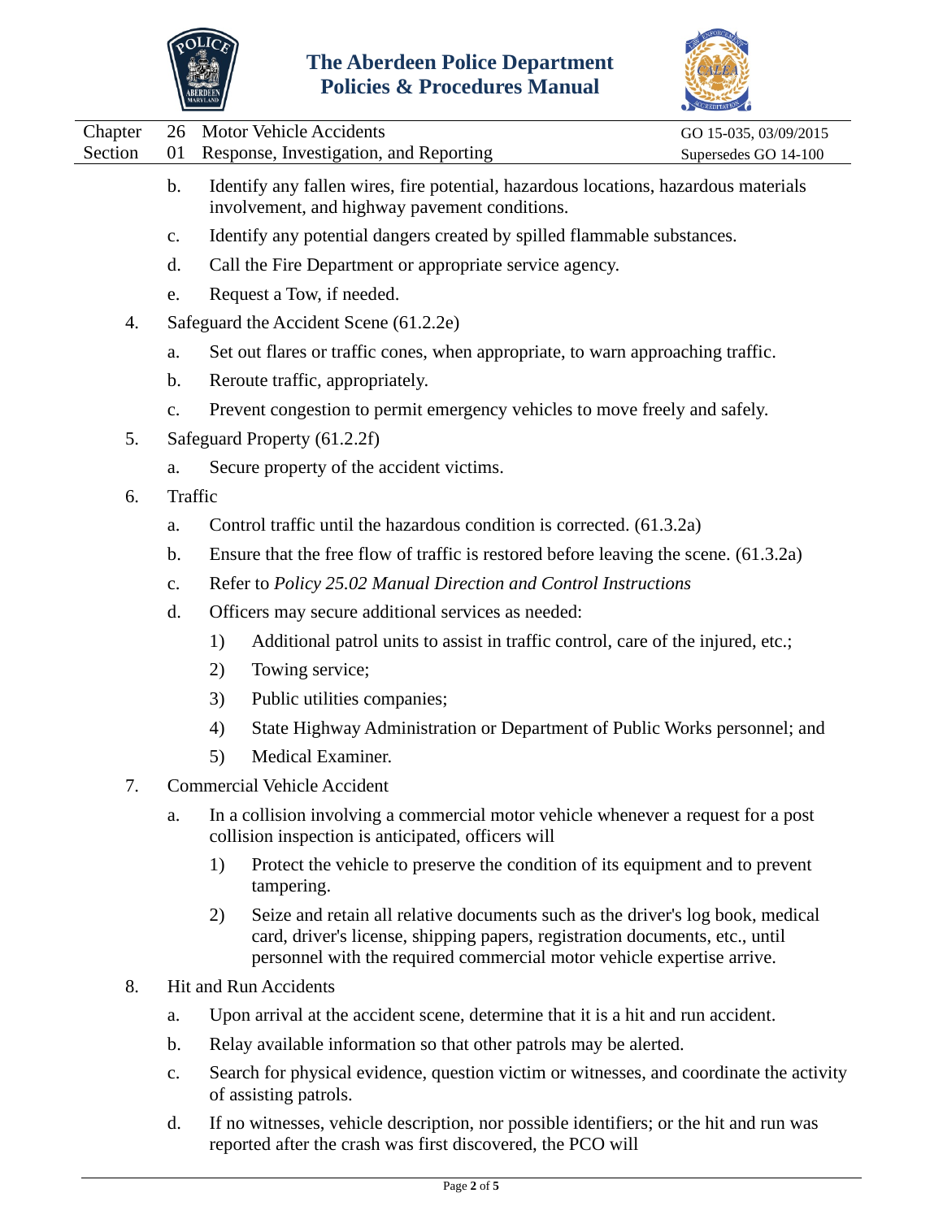b. Identify any fallen wires, fire potential, hazardous locations, hazardous materials involvement, and highway pavement conditions.

   c. Identify any potential dangers created by spilled flammable substances.

   d. Call the Fire Department or appropriate service agency.

   e. Request a Tow, if needed.

4. Safeguard the Accident Scene (61.2.2e)

   a. Set out flares or traffic cones, when appropriate, to warn approaching traffic.

   b. Reroute traffic, appropriately.

   c. Prevent congestion to permit emergency vehicles to move freely and safely.

5. Safeguard Property (61.2.2f)

   a. Secure property of the accident victims.

6. Traffic

   a. Control traffic until the hazardous condition is corrected. (61.3.2a)

   b. Ensure that the free flow of traffic is restored before leaving the scene. (61.3.2a)

   c. Refer to *Policy 25.02 Manual Direction and Control Instructions*

   d. Officers may secure additional services as needed:

      1) Additional patrol units to assist in traffic control, care of the injured, etc.;

      2) Towing service;

      3) Public utilities companies;

      4) State Highway Administration or Department of Public Works personnel; and

      5) Medical Examiner.

7. Commercial Vehicle Accident

   a. In a collision involving a commercial motor vehicle whenever a request for a post collision inspection is anticipated, officers will

      1) Protect the vehicle to preserve the condition of its equipment and to prevent tampering.

      2) Seize and retain all relative documents such as the driver's log book, medical card, driver's license, shipping papers, registration documents, etc., until personnel with the required commercial motor vehicle expertise arrive.

8. Hit and Run Accidents

   a. Upon arrival at the accident scene, determine that it is a hit and run accident.

   b. Relay available information so that other patrols may be alerted.

   c. Search for physical evidence, question victim or witnesses, and coordinate the activity of assisting patrols.

   d. If no witnesses, vehicle description, nor possible identifiers; or the hit and run was reported after the crash was first discovered, the PCO will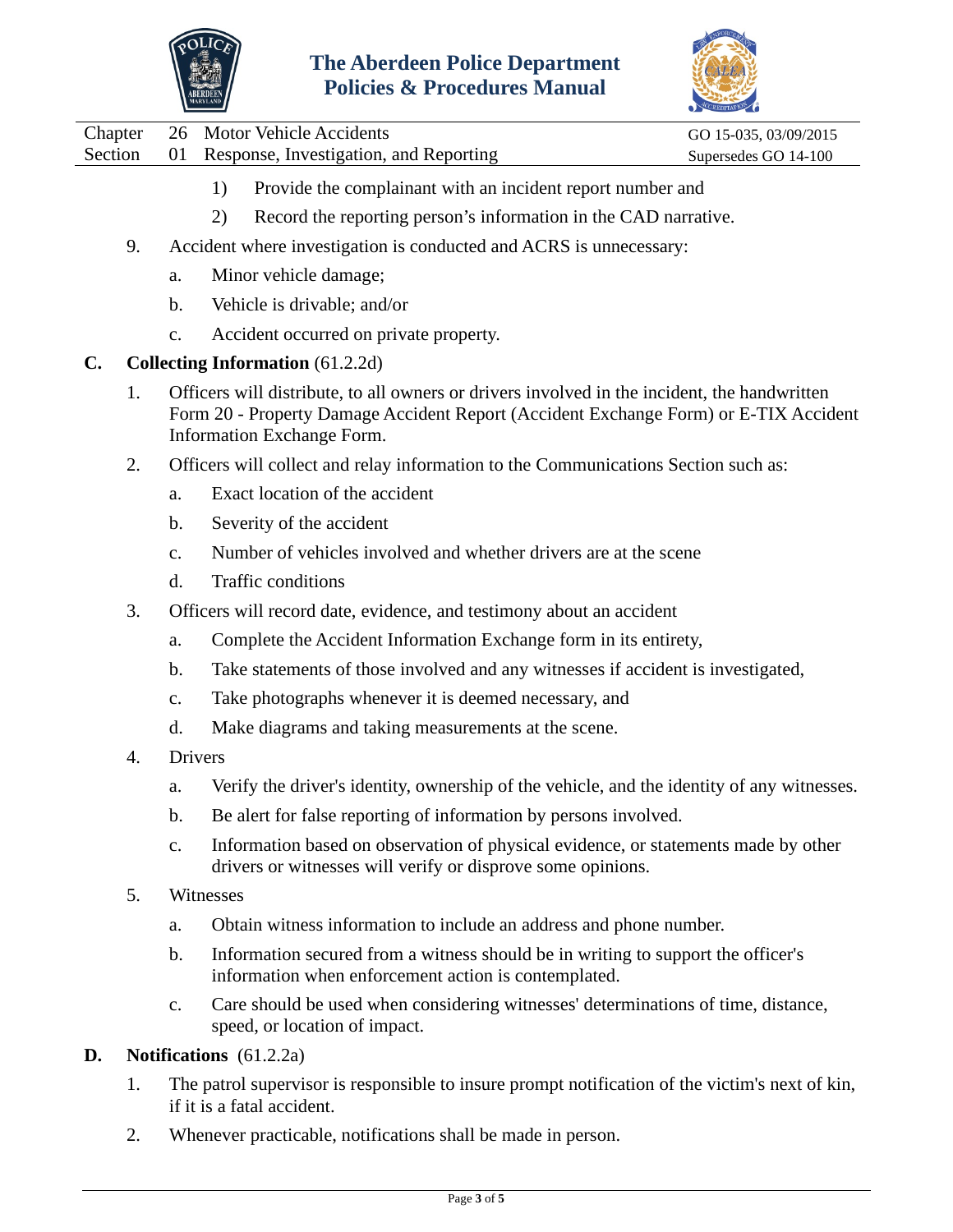1) Provide the complainant with an incident report number and

2) Record the reporting person's information in the CAD narrative.

9. Accident where investigation is conducted and ACRS is unnecessary:

   a. Minor vehicle damage;

   b. Vehicle is drivable; and/or

   c. Accident occurred on private property.

## C. **Collecting Information** (61.2.2d)

1. Officers will distribute, to all owners or drivers involved in the incident, the handwritten Form 20 - Property Damage Accident Report (Accident Exchange Form) or E-TIX Accident Information Exchange Form.

2. Officers will collect and relay information to the Communications Section such as:

   a. Exact location of the accident

   b. Severity of the accident

   c. Number of vehicles involved and whether drivers are at the scene

   d. Traffic conditions

3. Officers will record date, evidence, and testimony about an accident

   a. Complete the Accident Information Exchange form in its entirety,

   b. Take statements of those involved and any witnesses if accident is investigated,

   c. Take photographs whenever it is deemed necessary, and

   d. Make diagrams and taking measurements at the scene.

4. Drivers

   a. Verify the driver's identity, ownership of the vehicle, and the identity of any witnesses.

   b. Be alert for false reporting of information by persons involved.

   c. Information based on observation of physical evidence, or statements made by other drivers or witnesses will verify or disprove some opinions.

5. Witnesses

   a. Obtain witness information to include an address and phone number.

   b. Information secured from a witness should be in writing to support the officer's information when enforcement action is contemplated.

   c. Care should be used when considering witnesses' determinations of time, distance, speed, or location of impact.

## D. **Notifications** (61.2.2a)

1. The patrol supervisor is responsible to insure prompt notification of the victim's next of kin, if it is a fatal accident.

2. Whenever practicable, notifications shall be made in person.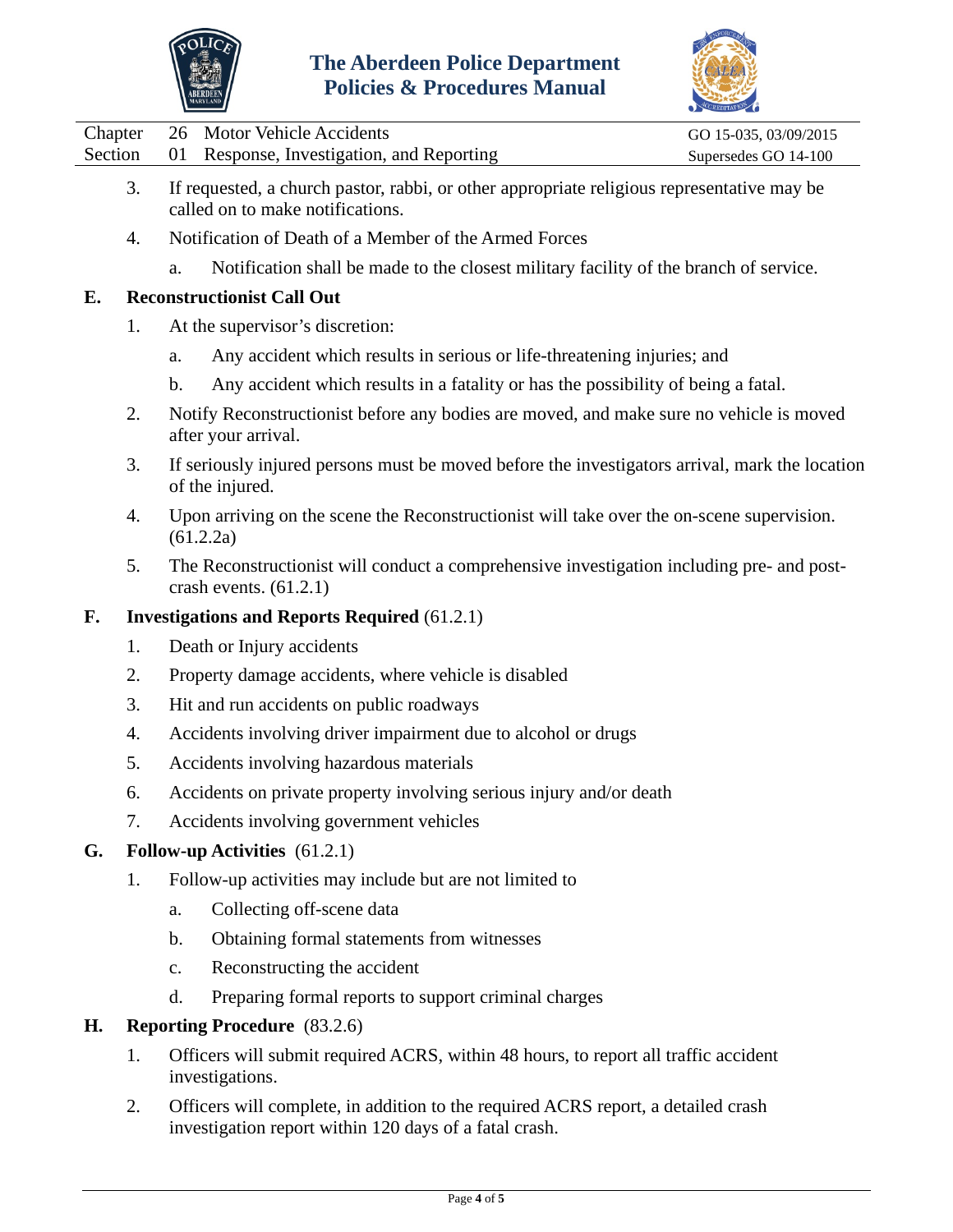3. If requested, a church pastor, rabbi, or other appropriate religious representative may be called on to make notifications.

4. Notification of Death of a Member of the Armed Forces

   a. Notification shall be made to the closest military facility of the branch of service.

**E. Reconstructionist Call Out**

1. At the supervisor's discretion:

   a. Any accident which results in serious or life-threatening injuries; and

   b. Any accident which results in a fatality or has the possibility of being a fatal.

2. Notify Reconstructionist before any bodies are moved, and make sure no vehicle is moved after your arrival.

3. If seriously injured persons must be moved before the investigators arrival, mark the location of the injured.

4. Upon arriving on the scene the Reconstructionist will take over the on-scene supervision. (61.2.2a)

5. The Reconstructionist will conduct a comprehensive investigation including pre- and post-crash events. (61.2.1)

**F. Investigations and Reports Required** (61.2.1)

1. Death or Injury accidents
2. Property damage accidents, where vehicle is disabled
3. Hit and run accidents on public roadways
4. Accidents involving driver impairment due to alcohol or drugs
5. Accidents involving hazardous materials
6. Accidents on private property involving serious injury and/or death
7. Accidents involving government vehicles

**G. Follow-up Activities** (61.2.1)

1. Follow-up activities may include but are not limited to

   a. Collecting off-scene data

   b. Obtaining formal statements from witnesses

   c. Reconstructing the accident

   d. Preparing formal reports to support criminal charges

**H. Reporting Procedure** (83.2.6)

1. Officers will submit required ACRS, within 48 hours, to report all traffic accident investigations.

2. Officers will complete, in addition to the required ACRS report, a detailed crash investigation report within 120 days of a fatal crash.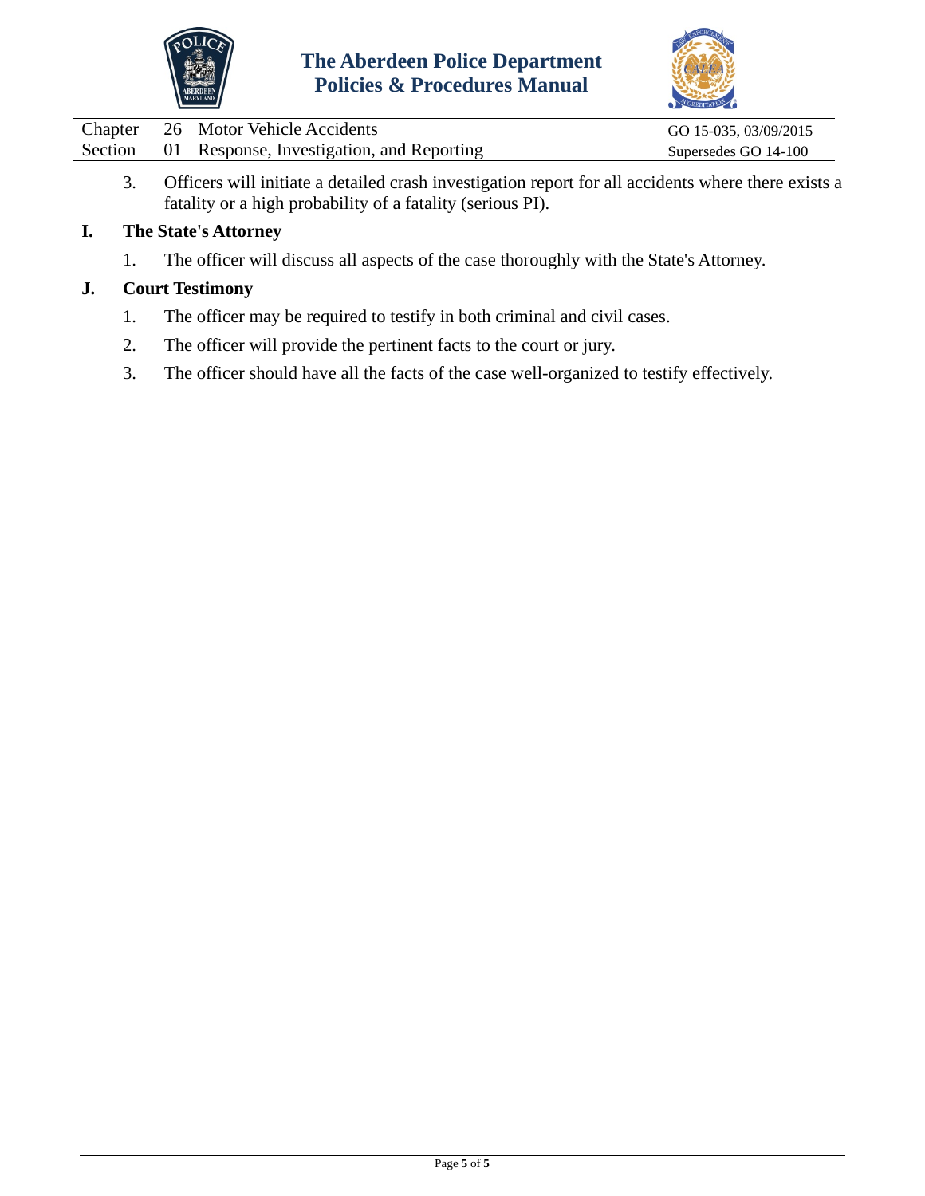3. Officers will initiate a detailed crash investigation report for all accidents where there exists a fatality or a high probability of a fatality (serious PI).

## I. The State's Attorney

1. The officer will discuss all aspects of the case thoroughly with the State's Attorney.

## J. Court Testimony

1. The officer may be required to testify in both criminal and civil cases.
2. The officer will provide the pertinent facts to the court or jury.
3. The officer should have all the facts of the case well-organized to testify effectively.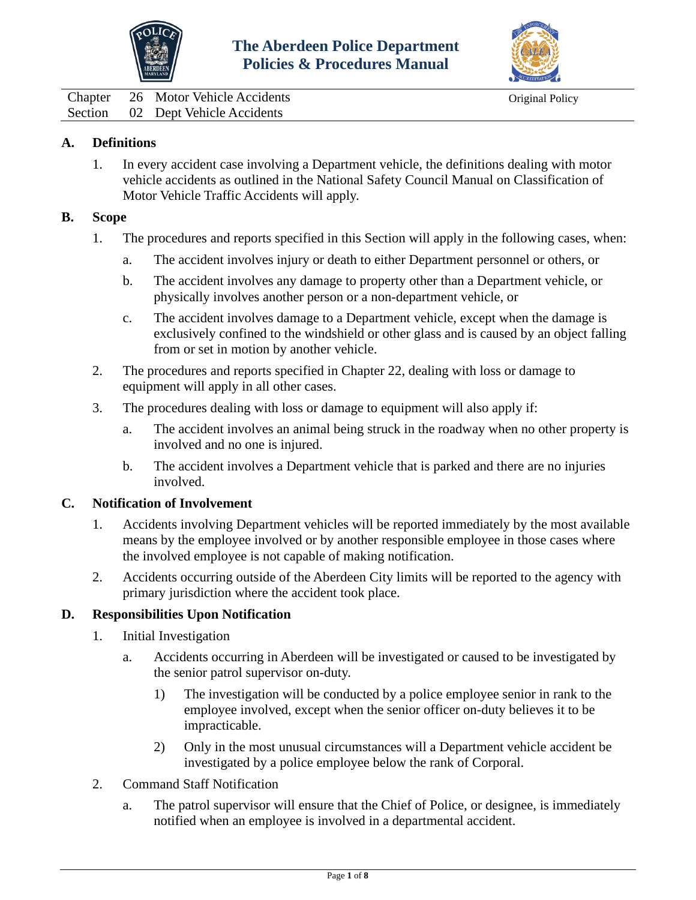# The Aberdeen Police Department Policies & Procedures Manual

| Chapter | 26 | Motor Vehicle Accidents | Original Policy |
|---|---|---|---|
| Section | 02 | Dept Vehicle Accidents | |

## A. Definitions

1. In every accident case involving a Department vehicle, the definitions dealing with motor vehicle accidents as outlined in the National Safety Council Manual on Classification of Motor Vehicle Traffic Accidents will apply.

## B. Scope

1. The procedures and reports specified in this Section will apply in the following cases, when:
   a. The accident involves injury or death to either Department personnel or others, or
   b. The accident involves any damage to property other than a Department vehicle, or physically involves another person or a non-department vehicle, or
   c. The accident involves damage to a Department vehicle, except when the damage is exclusively confined to the windshield or other glass and is caused by an object falling from or set in motion by another vehicle.
2. The procedures and reports specified in Chapter 22, dealing with loss or damage to equipment will apply in all other cases.
3. The procedures dealing with loss or damage to equipment will also apply if:
   a. The accident involves an animal being struck in the roadway when no other property is involved and no one is injured.
   b. The accident involves a Department vehicle that is parked and there are no injuries involved.

## C. Notification of Involvement

1. Accidents involving Department vehicles will be reported immediately by the most available means by the employee involved or by another responsible employee in those cases where the involved employee is not capable of making notification.
2. Accidents occurring outside of the Aberdeen City limits will be reported to the agency with primary jurisdiction where the accident took place.

## D. Responsibilities Upon Notification

1. Initial Investigation
   a. Accidents occurring in Aberdeen will be investigated or caused to be investigated by the senior patrol supervisor on-duty.
      1) The investigation will be conducted by a police employee senior in rank to the employee involved, except when the senior officer on-duty believes it to be impracticable.
      2) Only in the most unusual circumstances will a Department vehicle accident be investigated by a police employee below the rank of Corporal.
2. Command Staff Notification
   a. The patrol supervisor will ensure that the Chief of Police, or designee, is immediately notified when an employee is involved in a departmental accident.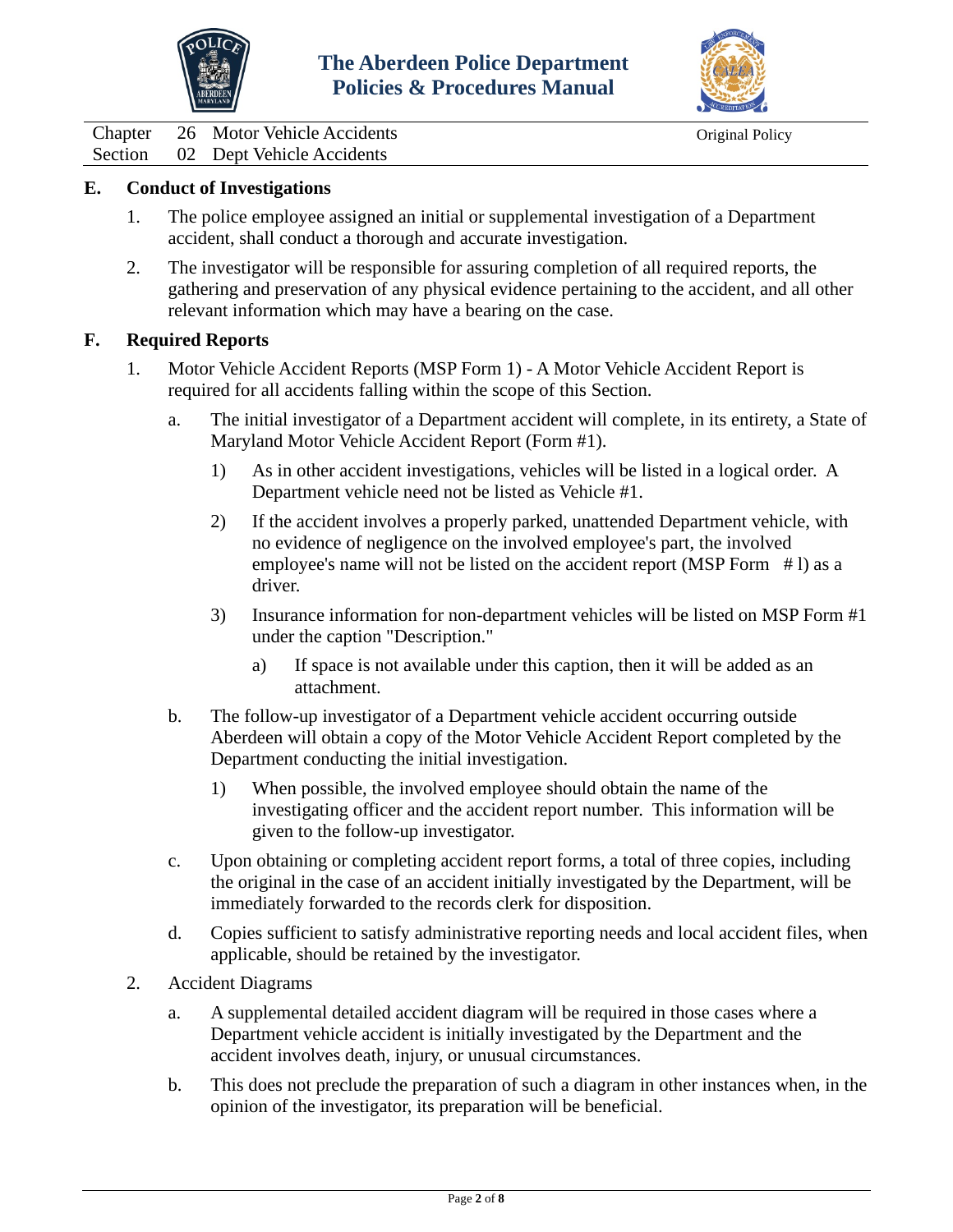## E. Conduct of Investigations

1. The police employee assigned an initial or supplemental investigation of a Department accident, shall conduct a thorough and accurate investigation.

2. The investigator will be responsible for assuring completion of all required reports, the gathering and preservation of any physical evidence pertaining to the accident, and all other relevant information which may have a bearing on the case.

## F. Required Reports

1. Motor Vehicle Accident Reports (MSP Form 1) - A Motor Vehicle Accident Report is required for all accidents falling within the scope of this Section.

   a. The initial investigator of a Department accident will complete, in its entirety, a State of Maryland Motor Vehicle Accident Report (Form #1).

      1) As in other accident investigations, vehicles will be listed in a logical order. A Department vehicle need not be listed as Vehicle #1.

      2) If the accident involves a properly parked, unattended Department vehicle, with no evidence of negligence on the involved employee's part, the involved employee's name will not be listed on the accident report (MSP Form # l) as a driver.

      3) Insurance information for non-department vehicles will be listed on MSP Form #1 under the caption "Description."

         a) If space is not available under this caption, then it will be added as an attachment.

   b. The follow-up investigator of a Department vehicle accident occurring outside Aberdeen will obtain a copy of the Motor Vehicle Accident Report completed by the Department conducting the initial investigation.

      1) When possible, the involved employee should obtain the name of the investigating officer and the accident report number. This information will be given to the follow-up investigator.

   c. Upon obtaining or completing accident report forms, a total of three copies, including the original in the case of an accident initially investigated by the Department, will be immediately forwarded to the records clerk for disposition.

   d. Copies sufficient to satisfy administrative reporting needs and local accident files, when applicable, should be retained by the investigator.

2. Accident Diagrams

   a. A supplemental detailed accident diagram will be required in those cases where a Department vehicle accident is initially investigated by the Department and the accident involves death, injury, or unusual circumstances.

   b. This does not preclude the preparation of such a diagram in other instances when, in the opinion of the investigator, its preparation will be beneficial.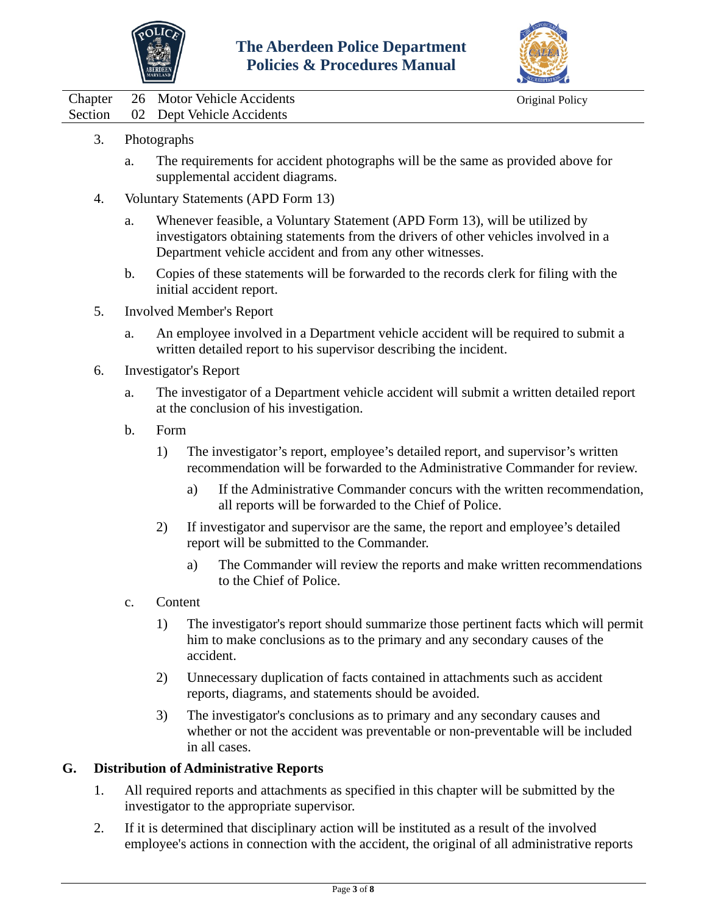3. Photographs

    a. The requirements for accident photographs will be the same as provided above for supplemental accident diagrams.

4. Voluntary Statements (APD Form 13)

    a. Whenever feasible, a Voluntary Statement (APD Form 13), will be utilized by investigators obtaining statements from the drivers of other vehicles involved in a Department vehicle accident and from any other witnesses.

    b. Copies of these statements will be forwarded to the records clerk for filing with the initial accident report.

5. Involved Member's Report

    a. An employee involved in a Department vehicle accident will be required to submit a written detailed report to his supervisor describing the incident.

6. Investigator's Report

    a. The investigator of a Department vehicle accident will submit a written detailed report at the conclusion of his investigation.

    b. Form

        1) The investigator's report, employee's detailed report, and supervisor's written recommendation will be forwarded to the Administrative Commander for review.

            a) If the Administrative Commander concurs with the written recommendation, all reports will be forwarded to the Chief of Police.

        2) If investigator and supervisor are the same, the report and employee's detailed report will be submitted to the Commander.

            a) The Commander will review the reports and make written recommendations to the Chief of Police.

    c. Content

        1) The investigator's report should summarize those pertinent facts which will permit him to make conclusions as to the primary and any secondary causes of the accident.

        2) Unnecessary duplication of facts contained in attachments such as accident reports, diagrams, and statements should be avoided.

        3) The investigator's conclusions as to primary and any secondary causes and whether or not the accident was preventable or non-preventable will be included in all cases.

## G. Distribution of Administrative Reports

1. All required reports and attachments as specified in this chapter will be submitted by the investigator to the appropriate supervisor.

2. If it is determined that disciplinary action will be instituted as a result of the involved employee's actions in connection with the accident, the original of all administrative reports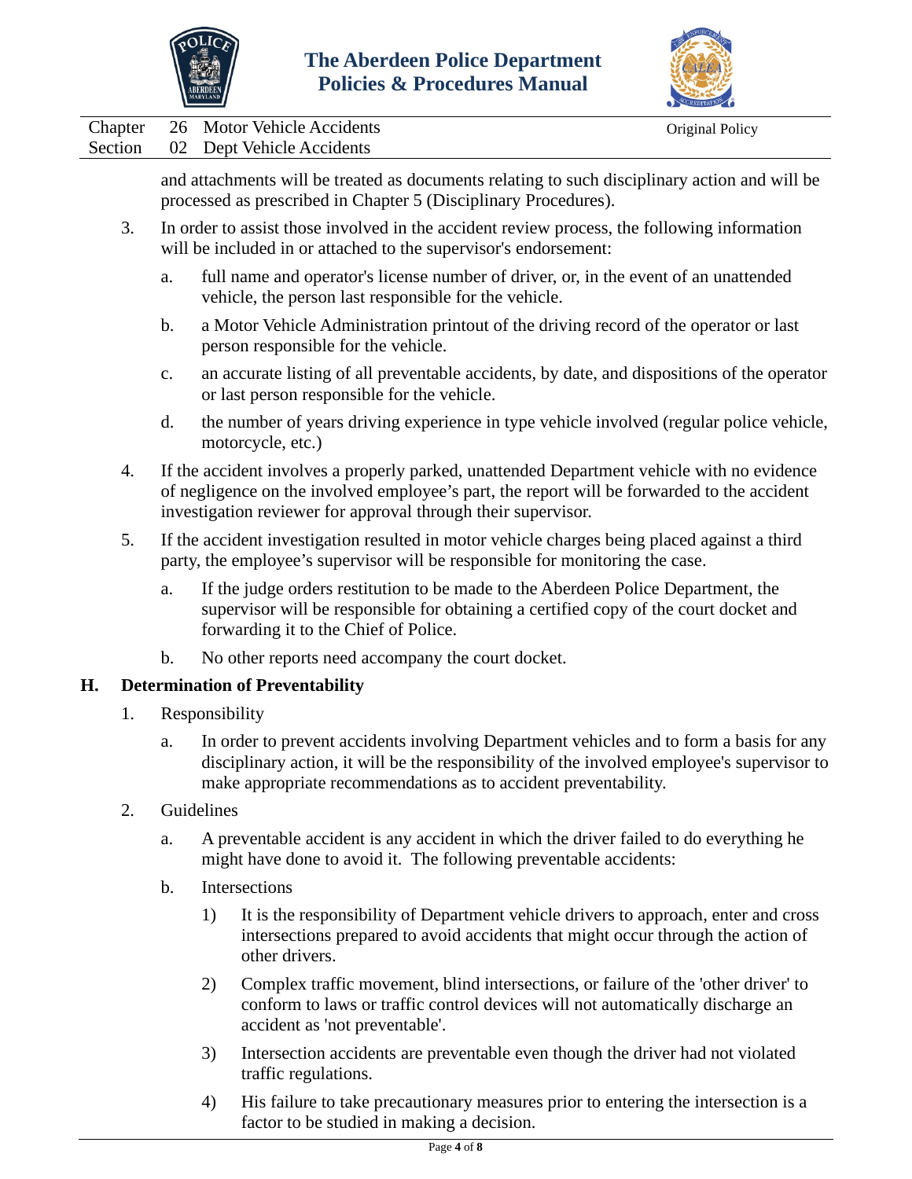and attachments will be treated as documents relating to such disciplinary action and will be processed as prescribed in Chapter 5 (Disciplinary Procedures).

3. In order to assist those involved in the accident review process, the following information will be included in or attached to the supervisor's endorsement:

   a. full name and operator's license number of driver, or, in the event of an unattended vehicle, the person last responsible for the vehicle.

   b. a Motor Vehicle Administration printout of the driving record of the operator or last person responsible for the vehicle.

   c. an accurate listing of all preventable accidents, by date, and dispositions of the operator or last person responsible for the vehicle.

   d. the number of years driving experience in type vehicle involved (regular police vehicle, motorcycle, etc.)

4. If the accident involves a properly parked, unattended Department vehicle with no evidence of negligence on the involved employee’s part, the report will be forwarded to the accident investigation reviewer for approval through their supervisor.

5. If the accident investigation resulted in motor vehicle charges being placed against a third party, the employee’s supervisor will be responsible for monitoring the case.

   a. If the judge orders restitution to be made to the Aberdeen Police Department, the supervisor will be responsible for obtaining a certified copy of the court docket and forwarding it to the Chief of Police.

   b. No other reports need accompany the court docket.

## H. Determination of Preventability

1. Responsibility

   a. In order to prevent accidents involving Department vehicles and to form a basis for any disciplinary action, it will be the responsibility of the involved employee's supervisor to make appropriate recommendations as to accident preventability.

2. Guidelines

   a. A preventable accident is any accident in which the driver failed to do everything he might have done to avoid it. The following preventable accidents:

   b. Intersections

      1) It is the responsibility of Department vehicle drivers to approach, enter and cross intersections prepared to avoid accidents that might occur through the action of other drivers.

      2) Complex traffic movement, blind intersections, or failure of the 'other driver' to conform to laws or traffic control devices will not automatically discharge an accident as 'not preventable'.

      3) Intersection accidents are preventable even though the driver had not violated traffic regulations.

      4) His failure to take precautionary measures prior to entering the intersection is a factor to be studied in making a decision.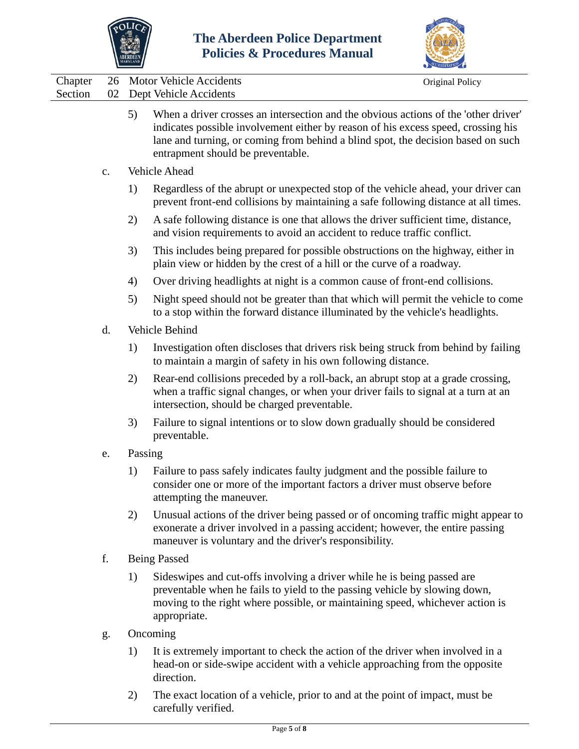5) When a driver crosses an intersection and the obvious actions of the 'other driver' indicates possible involvement either by reason of his excess speed, crossing his lane and turning, or coming from behind a blind spot, the decision based on such entrapment should be preventable.

c. Vehicle Ahead

1) Regardless of the abrupt or unexpected stop of the vehicle ahead, your driver can prevent front-end collisions by maintaining a safe following distance at all times.

2) A safe following distance is one that allows the driver sufficient time, distance, and vision requirements to avoid an accident to reduce traffic conflict.

3) This includes being prepared for possible obstructions on the highway, either in plain view or hidden by the crest of a hill or the curve of a roadway.

4) Over driving headlights at night is a common cause of front-end collisions.

5) Night speed should not be greater than that which will permit the vehicle to come to a stop within the forward distance illuminated by the vehicle's headlights.

d. Vehicle Behind

1) Investigation often discloses that drivers risk being struck from behind by failing to maintain a margin of safety in his own following distance.

2) Rear-end collisions preceded by a roll-back, an abrupt stop at a grade crossing, when a traffic signal changes, or when your driver fails to signal at a turn at an intersection, should be charged preventable.

3) Failure to signal intentions or to slow down gradually should be considered preventable.

e. Passing

1) Failure to pass safely indicates faulty judgment and the possible failure to consider one or more of the important factors a driver must observe before attempting the maneuver.

2) Unusual actions of the driver being passed or of oncoming traffic might appear to exonerate a driver involved in a passing accident; however, the entire passing maneuver is voluntary and the driver's responsibility.

f. Being Passed

1) Sideswipes and cut-offs involving a driver while he is being passed are preventable when he fails to yield to the passing vehicle by slowing down, moving to the right where possible, or maintaining speed, whichever action is appropriate.

g. Oncoming

1) It is extremely important to check the action of the driver when involved in a head-on or side-swipe accident with a vehicle approaching from the opposite direction.

2) The exact location of a vehicle, prior to and at the point of impact, must be carefully verified.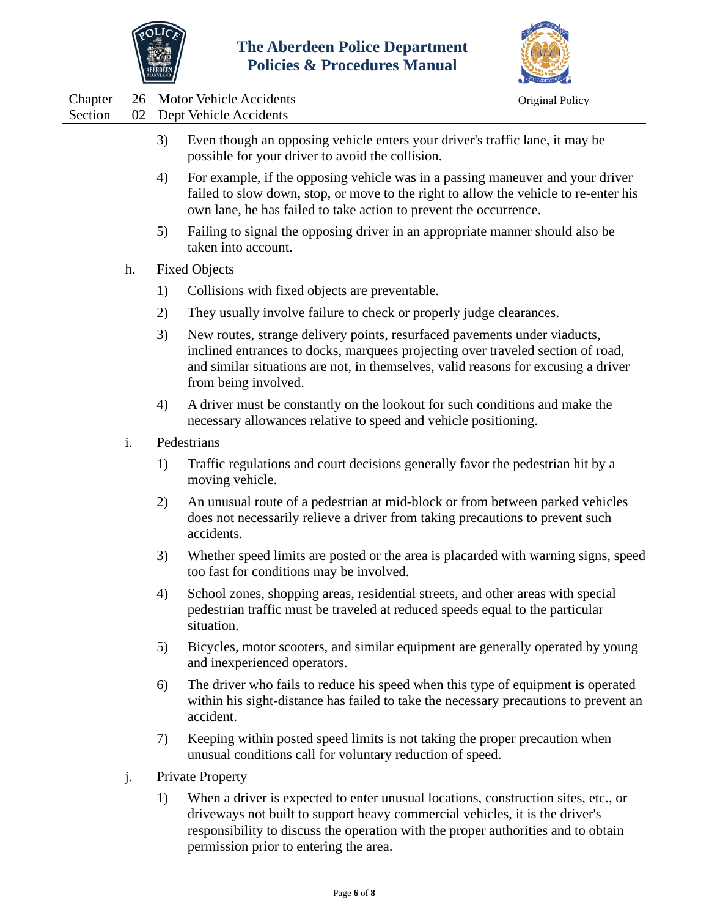3) Even though an opposing vehicle enters your driver's traffic lane, it may be possible for your driver to avoid the collision.

4) For example, if the opposing vehicle was in a passing maneuver and your driver failed to slow down, stop, or move to the right to allow the vehicle to re-enter his own lane, he has failed to take action to prevent the occurrence.

5) Failing to signal the opposing driver in an appropriate manner should also be taken into account.

h. Fixed Objects

1) Collisions with fixed objects are preventable.

2) They usually involve failure to check or properly judge clearances.

3) New routes, strange delivery points, resurfaced pavements under viaducts, inclined entrances to docks, marquees projecting over traveled section of road, and similar situations are not, in themselves, valid reasons for excusing a driver from being involved.

4) A driver must be constantly on the lookout for such conditions and make the necessary allowances relative to speed and vehicle positioning.

i. Pedestrians

1) Traffic regulations and court decisions generally favor the pedestrian hit by a moving vehicle.

2) An unusual route of a pedestrian at mid-block or from between parked vehicles does not necessarily relieve a driver from taking precautions to prevent such accidents.

3) Whether speed limits are posted or the area is placarded with warning signs, speed too fast for conditions may be involved.

4) School zones, shopping areas, residential streets, and other areas with special pedestrian traffic must be traveled at reduced speeds equal to the particular situation.

5) Bicycles, motor scooters, and similar equipment are generally operated by young and inexperienced operators.

6) The driver who fails to reduce his speed when this type of equipment is operated within his sight-distance has failed to take the necessary precautions to prevent an accident.

7) Keeping within posted speed limits is not taking the proper precaution when unusual conditions call for voluntary reduction of speed.

j. Private Property

1) When a driver is expected to enter unusual locations, construction sites, etc., or driveways not built to support heavy commercial vehicles, it is the driver's responsibility to discuss the operation with the proper authorities and to obtain permission prior to entering the area.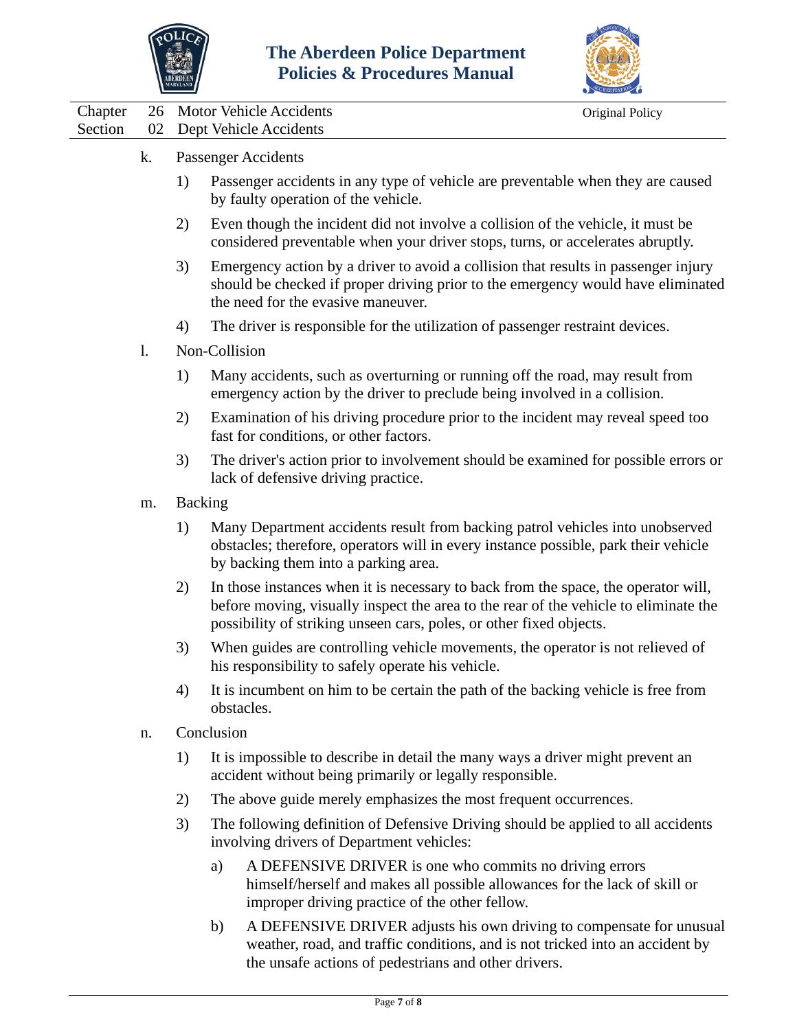k. Passenger Accidents

1) Passenger accidents in any type of vehicle are preventable when they are caused by faulty operation of the vehicle.

2) Even though the incident did not involve a collision of the vehicle, it must be considered preventable when your driver stops, turns, or accelerates abruptly.

3) Emergency action by a driver to avoid a collision that results in passenger injury should be checked if proper driving prior to the emergency would have eliminated the need for the evasive maneuver.

4) The driver is responsible for the utilization of passenger restraint devices.

l. Non-Collision

1) Many accidents, such as overturning or running off the road, may result from emergency action by the driver to preclude being involved in a collision.

2) Examination of his driving procedure prior to the incident may reveal speed too fast for conditions, or other factors.

3) The driver's action prior to involvement should be examined for possible errors or lack of defensive driving practice.

m. Backing

1) Many Department accidents result from backing patrol vehicles into unobserved obstacles; therefore, operators will in every instance possible, park their vehicle by backing them into a parking area.

2) In those instances when it is necessary to back from the space, the operator will, before moving, visually inspect the area to the rear of the vehicle to eliminate the possibility of striking unseen cars, poles, or other fixed objects.

3) When guides are controlling vehicle movements, the operator is not relieved of his responsibility to safely operate his vehicle.

4) It is incumbent on him to be certain the path of the backing vehicle is free from obstacles.

n. Conclusion

1) It is impossible to describe in detail the many ways a driver might prevent an accident without being primarily or legally responsible.

2) The above guide merely emphasizes the most frequent occurrences.

3) The following definition of Defensive Driving should be applied to all accidents involving drivers of Department vehicles:

a) A DEFENSIVE DRIVER is one who commits no driving errors himself/herself and makes all possible allowances for the lack of skill or improper driving practice of the other fellow.

b) A DEFENSIVE DRIVER adjusts his own driving to compensate for unusual weather, road, and traffic conditions, and is not tricked into an accident by the unsafe actions of pedestrians and other drivers.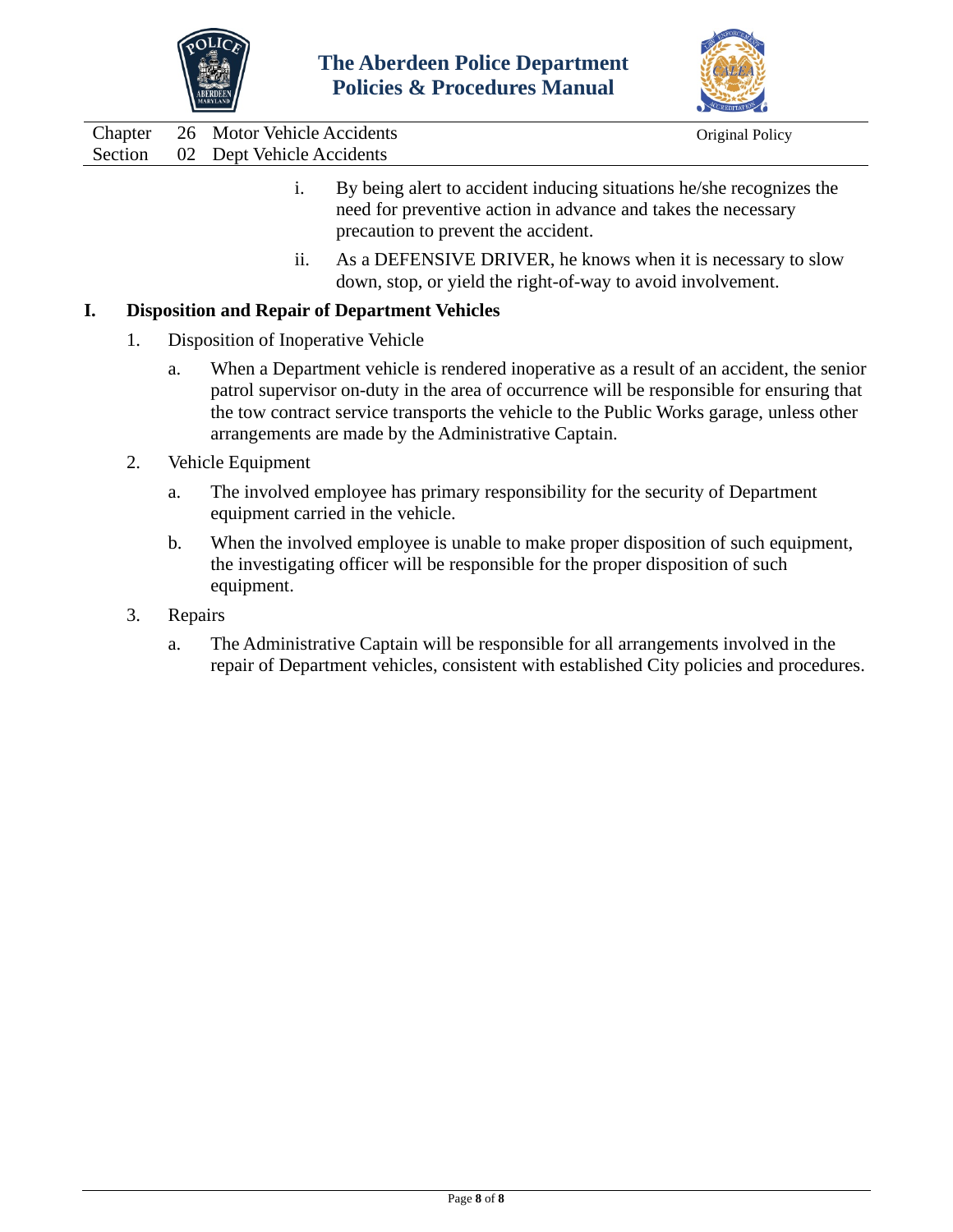i. By being alert to accident inducing situations he/she recognizes the need for preventive action in advance and takes the necessary precaution to prevent the accident.

ii. As a DEFENSIVE DRIVER, he knows when it is necessary to slow down, stop, or yield the right-of-way to avoid involvement.

## I. Disposition and Repair of Department Vehicles

1. Disposition of Inoperative Vehicle

   a. When a Department vehicle is rendered inoperative as a result of an accident, the senior patrol supervisor on-duty in the area of occurrence will be responsible for ensuring that the tow contract service transports the vehicle to the Public Works garage, unless other arrangements are made by the Administrative Captain.

2. Vehicle Equipment

   a. The involved employee has primary responsibility for the security of Department equipment carried in the vehicle.

   b. When the involved employee is unable to make proper disposition of such equipment, the investigating officer will be responsible for the proper disposition of such equipment.

3. Repairs

   a. The Administrative Captain will be responsible for all arrangements involved in the repair of Department vehicles, consistent with established City policies and procedures.